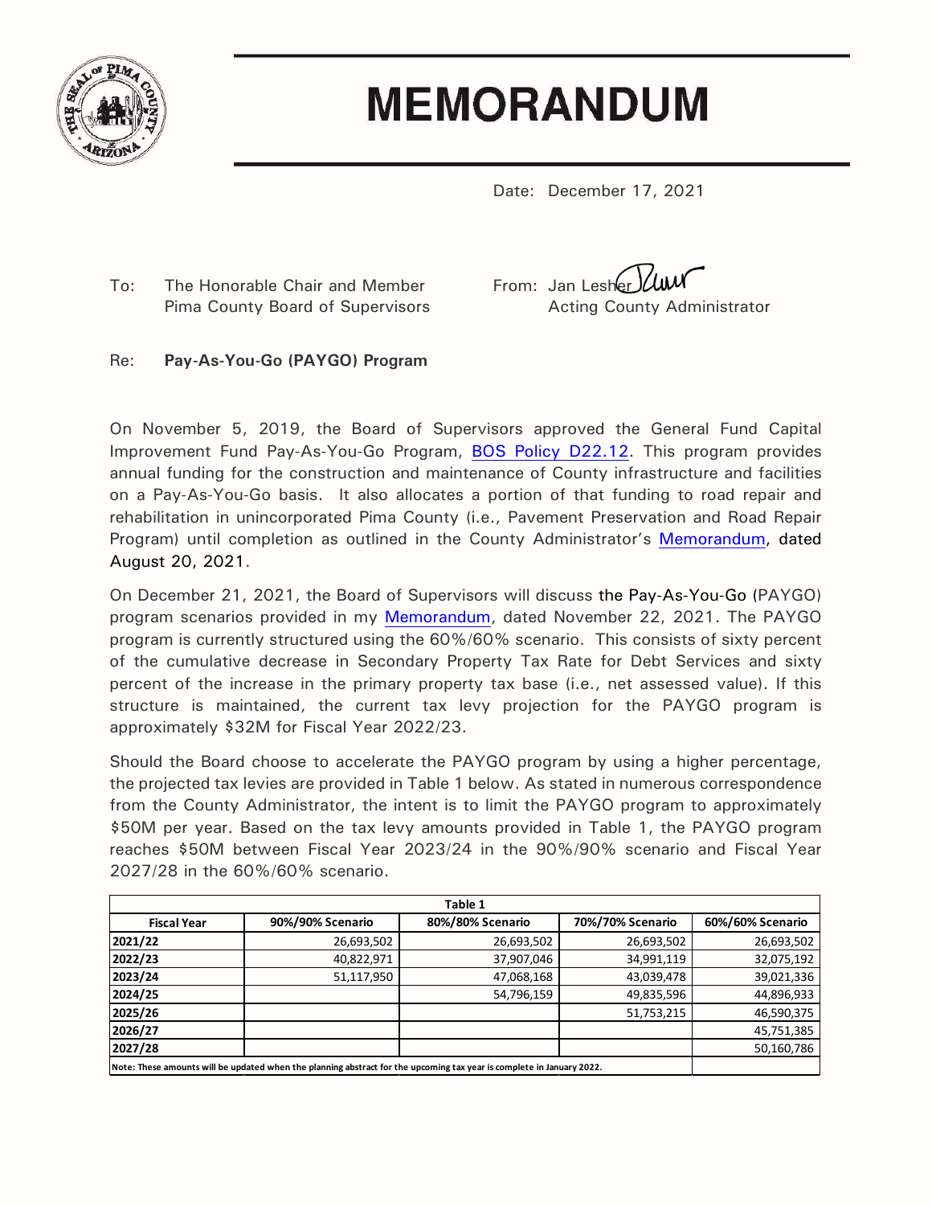# MEMORANDUM

Date: December 17, 2021

To: The Honorable Chair and Member Pima County Board of Supervisors

From: Jan Lesher, Acting County Administrator

Re: **Pay-As-You-Go (PAYGO) Program**

On November 5, 2019, the Board of Supervisors approved the General Fund Capital Improvement Fund Pay-As-You-Go Program, BOS Policy D22.12. This program provides annual funding for the construction and maintenance of County infrastructure and facilities on a Pay-As-You-Go basis. It also allocates a portion of that funding to road repair and rehabilitation in unincorporated Pima County (i.e., Pavement Preservation and Road Repair Program) until completion as outlined in the County Administrator's Memorandum, dated August 20, 2021.

On December 21, 2021, the Board of Supervisors will discuss the Pay-As-You-Go (PAYGO) program scenarios provided in my Memorandum, dated November 22, 2021. The PAYGO program is currently structured using the 60%/60% scenario. This consists of sixty percent of the cumulative decrease in Secondary Property Tax Rate for Debt Services and sixty percent of the increase in the primary property tax base (i.e., net assessed value). If this structure is maintained, the current tax levy projection for the PAYGO program is approximately $32M for Fiscal Year 2022/23.

Should the Board choose to accelerate the PAYGO program by using a higher percentage, the projected tax levies are provided in Table 1 below. As stated in numerous correspondence from the County Administrator, the intent is to limit the PAYGO program to approximately $50M per year. Based on the tax levy amounts provided in Table 1, the PAYGO program reaches $50M between Fiscal Year 2023/24 in the 90%/90% scenario and Fiscal Year 2027/28 in the 60%/60% scenario.

**Table 1**

| Fiscal Year | 90%/90% Scenario | 80%/80% Scenario | 70%/70% Scenario | 60%/60% Scenario |
|---|---|---|---|---|
| 2021/22 | 26,693,502 | 26,693,502 | 26,693,502 | 26,693,502 |
| 2022/23 | 40,822,971 | 37,907,046 | 34,991,119 | 32,075,192 |
| 2023/24 | 51,117,950 | 47,068,168 | 43,039,478 | 39,021,336 |
| 2024/25 | | 54,796,159 | 49,835,596 | 44,896,933 |
| 2025/26 | | | 51,753,215 | 46,590,375 |
| 2026/27 | | | | 45,751,385 |
| 2027/28 | | | | 50,160,786 |

Note: These amounts will be updated when the planning abstract for the upcoming tax year is complete in January 2022.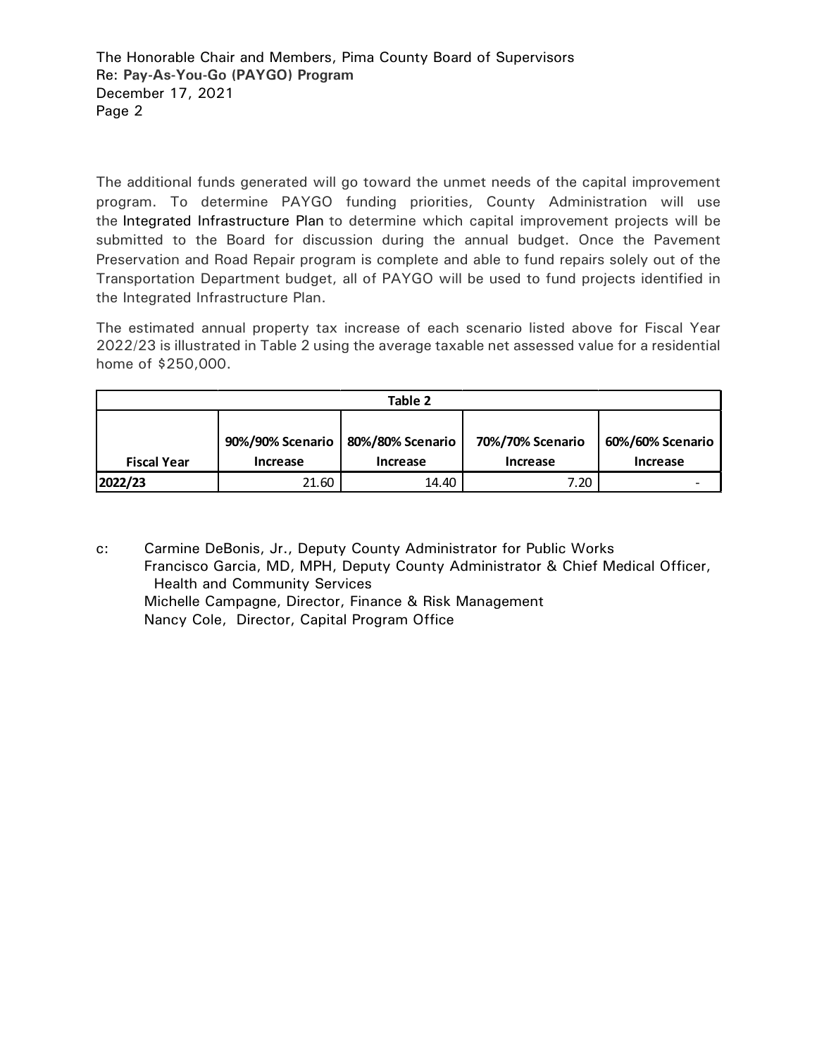The additional funds generated will go toward the unmet needs of the capital improvement program. To determine PAYGO funding priorities, County Administration will use the Integrated Infrastructure Plan to determine which capital improvement projects will be submitted to the Board for discussion during the annual budget. Once the Pavement Preservation and Road Repair program is complete and able to fund repairs solely out of the Transportation Department budget, all of PAYGO will be used to fund projects identified in the Integrated Infrastructure Plan.

The estimated annual property tax increase of each scenario listed above for Fiscal Year 2022/23 is illustrated in Table 2 using the average taxable net assessed value for a residential home of $250,000.

**Table 2**

| Fiscal Year | 90%/90% Scenario Increase | 80%/80% Scenario Increase | 70%/70% Scenario Increase | 60%/60% Scenario Increase |
|---|---|---|---|---|
| **2022/23** | 21.60 | 14.40 | 7.20 | - |

c: Carmine DeBonis, Jr., Deputy County Administrator for Public Works
Francisco Garcia, MD, MPH, Deputy County Administrator & Chief Medical Officer, Health and Community Services
Michelle Campagne, Director, Finance & Risk Management
Nancy Cole, Director, Capital Program Office